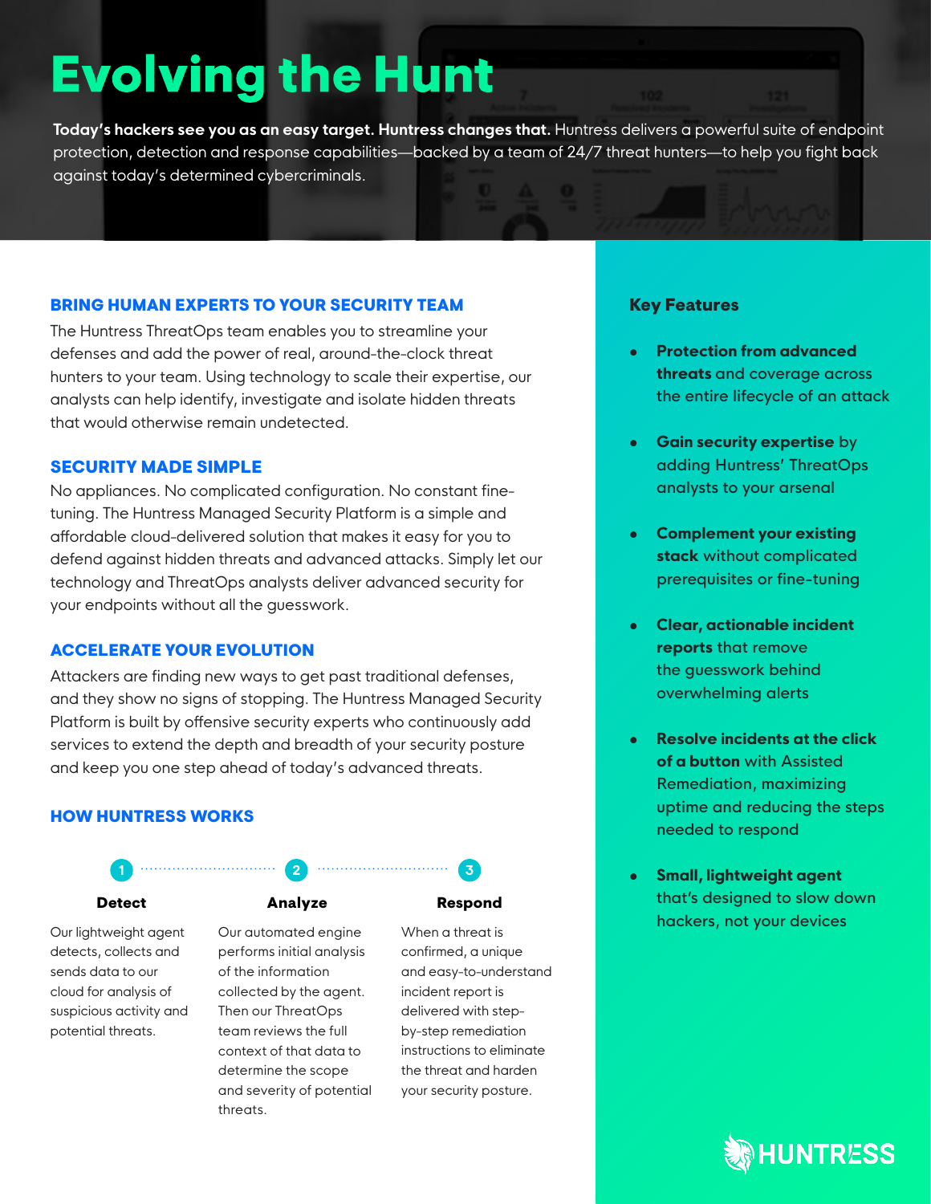# Evolving the Hunt

**Today's hackers see you as an easy target. Huntress changes that.** Huntress delivers a powerful suite of endpoint protection, detection and response capabilities—backed by a team of 24/7 threat hunters—to help you fight back against today's determined cybercriminals.

## BRING HUMAN EXPERTS TO YOUR SECURITY TEAM

The Huntress ThreatOps team enables you to streamline your defenses and add the power of real, around-the-clock threat hunters to your team. Using technology to scale their expertise, our analysts can help identify, investigate and isolate hidden threats that would otherwise remain undetected.

## SECURITY MADE SIMPLE

No appliances. No complicated configuration. No constant fine-tuning. The Huntress Managed Security Platform is a simple and affordable cloud-delivered solution that makes it easy for you to defend against hidden threats and advanced attacks. Simply let our technology and ThreatOps analysts deliver advanced security for your endpoints without all the guesswork.

## ACCELERATE YOUR EVOLUTION

Attackers are finding new ways to get past traditional defenses, and they show no signs of stopping. The Huntress Managed Security Platform is built by offensive security experts who continuously add services to extend the depth and breadth of your security posture and keep you one step ahead of today's advanced threats.

## HOW HUNTRESS WORKS

### 1 Detect

Our lightweight agent detects, collects and sends data to our cloud for analysis of suspicious activity and potential threats.

### 2 Analyze

Our automated engine performs initial analysis of the information collected by the agent. Then our ThreatOps team reviews the full context of that data to determine the scope and severity of potential threats.

### 3 Respond

When a threat is confirmed, a unique and easy-to-understand incident report is delivered with step-by-step remediation instructions to eliminate the threat and harden your security posture.

## Key Features

- **Protection from advanced threats** and coverage across the entire lifecycle of an attack
- **Gain security expertise** by adding Huntress' ThreatOps analysts to your arsenal
- **Complement your existing stack** without complicated prerequisites or fine-tuning
- **Clear, actionable incident reports** that remove the guesswork behind overwhelming alerts
- **Resolve incidents at the click of a button** with Assisted Remediation, maximizing uptime and reducing the steps needed to respond
- **Small, lightweight agent** that's designed to slow down hackers, not your devices

HUNTRESS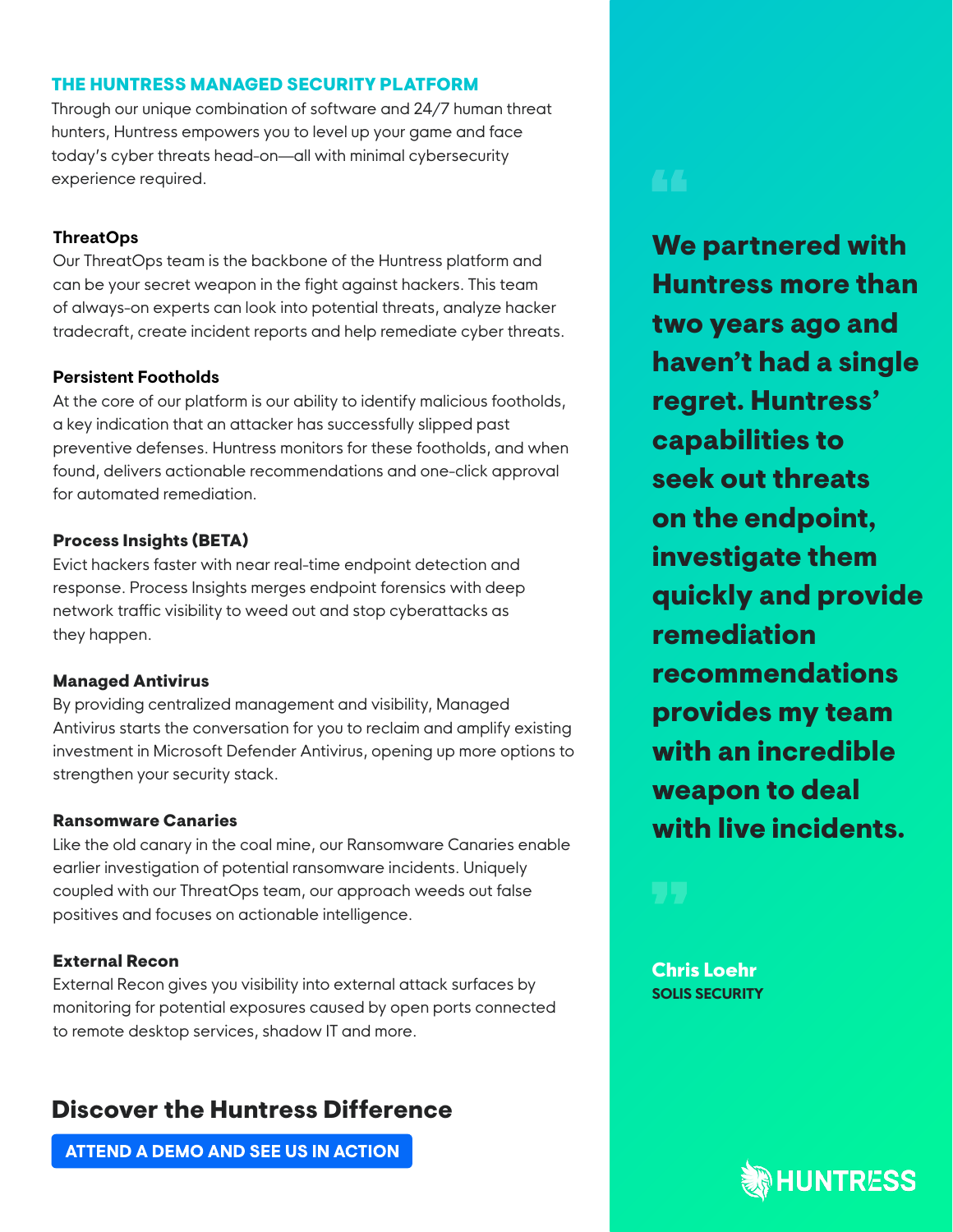## THE HUNTRESS MANAGED SECURITY PLATFORM

Through our unique combination of software and 24/7 human threat hunters, Huntress empowers you to level up your game and face today's cyber threats head-on—all with minimal cybersecurity experience required.

### ThreatOps

Our ThreatOps team is the backbone of the Huntress platform and can be your secret weapon in the fight against hackers. This team of always-on experts can look into potential threats, analyze hacker tradecraft, create incident reports and help remediate cyber threats.

### Persistent Footholds

At the core of our platform is our ability to identify malicious footholds, a key indication that an attacker has successfully slipped past preventive defenses. Huntress monitors for these footholds, and when found, delivers actionable recommendations and one-click approval for automated remediation.

### Process Insights (BETA)

Evict hackers faster with near real-time endpoint detection and response. Process Insights merges endpoint forensics with deep network traffic visibility to weed out and stop cyberattacks as they happen.

### Managed Antivirus

By providing centralized management and visibility, Managed Antivirus starts the conversation for you to reclaim and amplify existing investment in Microsoft Defender Antivirus, opening up more options to strengthen your security stack.

### Ransomware Canaries

Like the old canary in the coal mine, our Ransomware Canaries enable earlier investigation of potential ransomware incidents. Uniquely coupled with our ThreatOps team, our approach weeds out false positives and focuses on actionable intelligence.

### External Recon

External Recon gives you visibility into external attack surfaces by monitoring for potential exposures caused by open ports connected to remote desktop services, shadow IT and more.

## Discover the Huntress Difference

ATTEND A DEMO AND SEE US IN ACTION

> **We partnered with Huntress more than two years ago and haven't had a single regret. Huntress' capabilities to seek out threats on the endpoint, investigate them quickly and provide remediation recommendations provides my team with an incredible weapon to deal with live incidents.**

**Chris Loehr**
**SOLIS SECURITY**

HUNTRESS